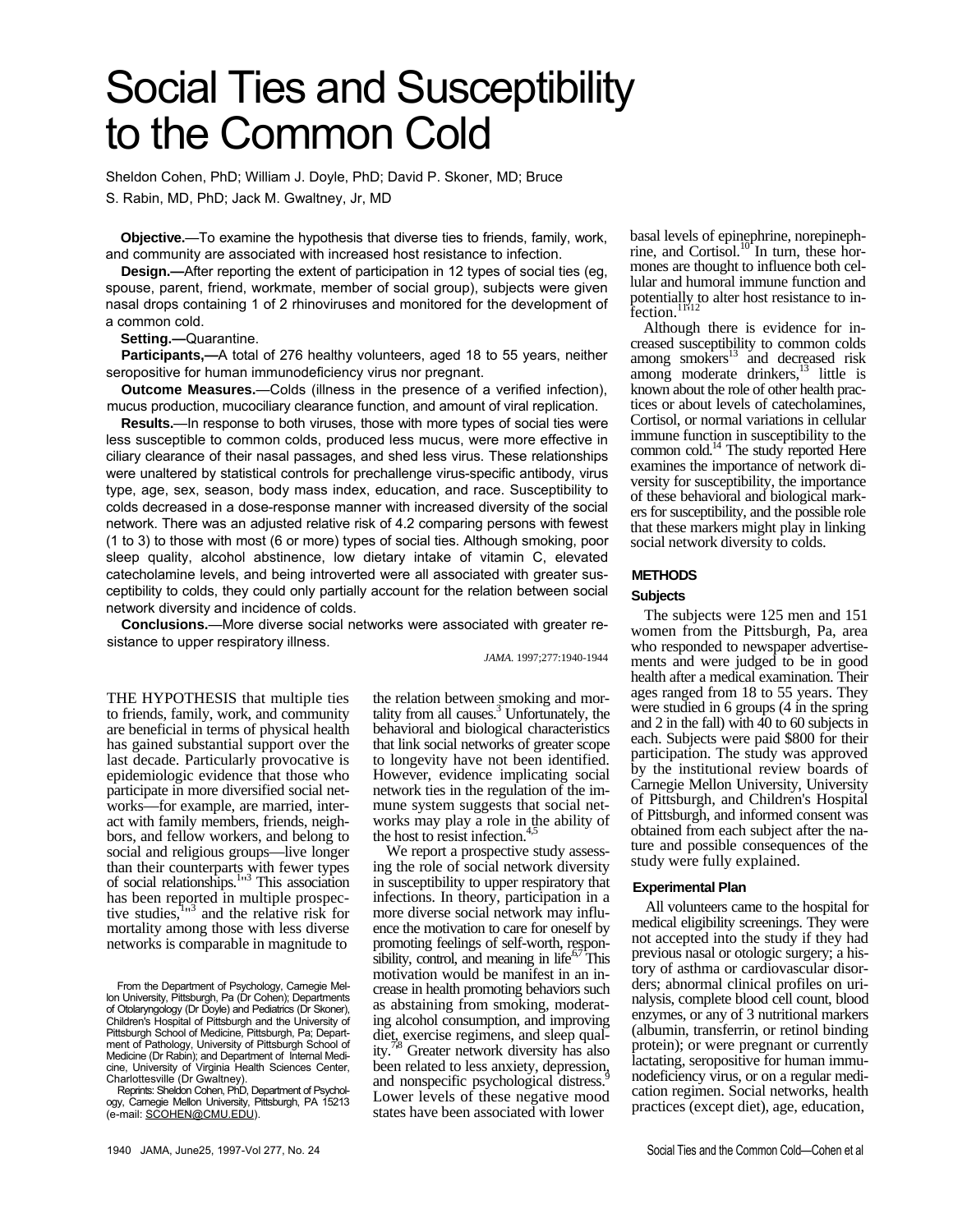# Social Ties and Susceptibility to the Common Cold

Sheldon Cohen, PhD; William J. Doyle, PhD; David P. Skoner, MD; Bruce S. Rabin, MD, PhD; Jack M. Gwaltney, Jr, MD

**Objective.**—To examine the hypothesis that diverse ties to friends, family, work, and community are associated with increased host resistance to infection.

**Design.—**After reporting the extent of participation in 12 types of social ties (eg, spouse, parent, friend, workmate, member of social group), subjects were given nasal drops containing 1 of 2 rhinoviruses and monitored for the development of a common cold.

**Setting.—**Quarantine.

**Participants,—**A total of 276 healthy volunteers, aged 18 to 55 years, neither seropositive for human immunodeficiency virus nor pregnant.

**Outcome Measures.**—Colds (illness in the presence of a verified infection), mucus production, mucociliary clearance function, and amount of viral replication.

**Results.**—In response to both viruses, those with more types of social ties were less susceptible to common colds, produced less mucus, were more effective in ciliary clearance of their nasal passages, and shed less virus. These relationships were unaltered by statistical controls for prechallenge virus-specific antibody, virus type, age, sex, season, body mass index, education, and race. Susceptibility to colds decreased in a dose-response manner with increased diversity of the social network. There was an adjusted relative risk of 4.2 comparing persons with fewest (1 to 3) to those with most (6 or more) types of social ties. Although smoking, poor sleep quality, alcohol abstinence, low dietary intake of vitamin C, elevated catecholamine levels, and being introverted were all associated with greater susceptibility to colds, they could only partially account for the relation between social network diversity and incidence of colds.

**Conclusions.**—More diverse social networks were associated with greater resistance to upper respiratory illness.

*JAMA.* 1997;277:1940-1944

THE HYPOTHESIS that multiple ties to friends, family, work, and community are beneficial in terms of physical health has gained substantial support over the last decade. Particularly provocative is epidemiologic evidence that those who participate in more diversified social networks—for example, are married, interact with family members, friends, neighbors, and fellow workers, and belong to social and religious groups—live longer than their counterparts with fewer types of social relationships.[1-3] This association has been reported in multiple prospective studies,[1-3] and the relative risk for mortality among those with less diverse networks is comparable in magnitude to the relation between smoking and mortality from all causes.[3] Unfortunately, the behavioral and biological characteristics that link social networks of greater scope to longevity have not been identified. However, evidence implicating social network ties in the regulation of the immune system suggests that social networks may play a role in the ability of the host to resist infection.[4,5]

We report a prospective study assessing the role of social network diversity in susceptibility to upper respiratory that infections. In theory, participation in a more diverse social network may influence the motivation to care for oneself by promoting feelings of self-worth, responsibility, control, and meaning in life[6,7] This motivation would be manifest in an increase in health promoting behaviors such as abstaining from smoking, moderating alcohol consumption, and improving diet, exercise regimens, and sleep quality.[7,8] Greater network diversity has also been related to less anxiety, depression, and nonspecific psychological distress.[9] Lower levels of these negative mood states have been associated with lower basal levels of epinephrine, norepinephrine, and Cortisol.[10] In turn, these hormones are thought to influence both cellular and humoral immune function and potentially to alter host resistance to infection.[11,12]

Although there is evidence for increased susceptibility to common colds among smokers[13] and decreased risk among moderate drinkers,[13] little is known about the role of other health practices or about levels of catecholamines, Cortisol, or normal variations in cellular immune function in susceptibility to the common cold.[14] The study reported Here examines the importance of network diversity for susceptibility, the importance of these behavioral and biological markers for susceptibility, and the possible role that these markers might play in linking social network diversity to colds.

From the Department of Psychology, Carnegie Mellon University, Pittsburgh, Pa (Dr Cohen); Departments of Otolaryngology (Dr Doyle) and Pediatrics (Dr Skoner), Children's Hospital of Pittsburgh and the University of Pittsburgh School of Medicine, Pittsburgh, Pa; Department of Pathology, University of Pittsburgh School of Medicine (Dr Rabin); and Department of Internal Medicine, University of Virginia Health Sciences Center, Charlottesville (Dr Gwaltney).

Reprints: Sheldon Cohen, PhD, Department of Psychology, Carnegie Mellon University, Pittsburgh, PA 15213 (e-mail: SCOHEN@CMU.EDU).

## METHODS

### Subjects

The subjects were 125 men and 151 women from the Pittsburgh, Pa, area who responded to newspaper advertisements and were judged to be in good health after a medical examination. Their ages ranged from 18 to 55 years. They were studied in 6 groups (4 in the spring and 2 in the fall) with 40 to 60 subjects in each. Subjects were paid $800 for their participation. The study was approved by the institutional review boards of Carnegie Mellon University, University of Pittsburgh, and Children's Hospital of Pittsburgh, and informed consent was obtained from each subject after the nature and possible consequences of the study were fully explained.

### Experimental Plan

All volunteers came to the hospital for medical eligibility screenings. They were not accepted into the study if they had previous nasal or otologic surgery; a history of asthma or cardiovascular disorders; abnormal clinical profiles on urinalysis, complete blood cell count, blood enzymes, or any of 3 nutritional markers (albumin, transferrin, or retinol binding protein); or were pregnant or currently lactating, seropositive for human immunodeficiency virus, or on a regular medication regimen. Social networks, health practices (except diet), age, education,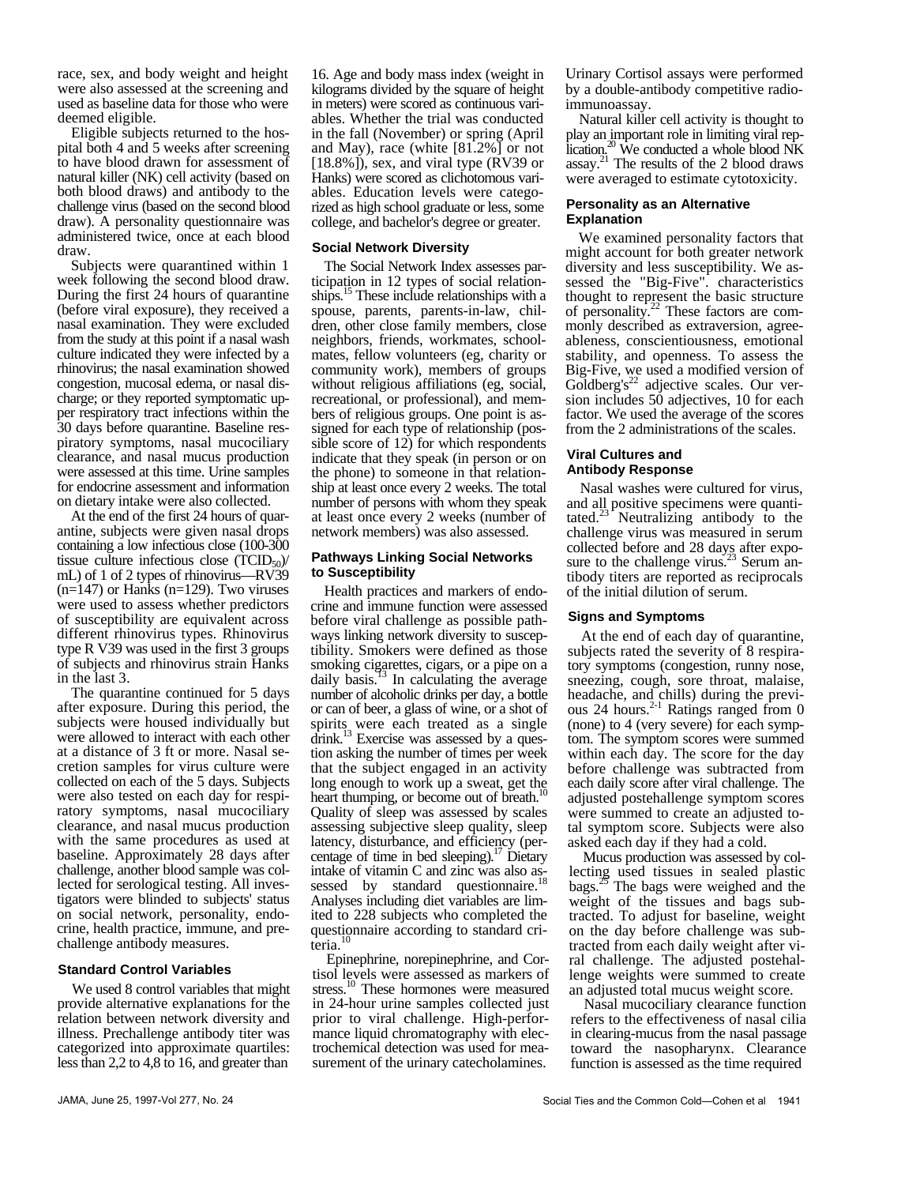race, sex, and body weight and height were also assessed at the screening and used as baseline data for those who were deemed eligible.

Eligible subjects returned to the hospital both 4 and 5 weeks after screening to have blood drawn for assessment of natural killer (NK) cell activity (based on both blood draws) and antibody to the challenge virus (based on the second blood draw). A personality questionnaire was administered twice, once at each blood draw.

Subjects were quarantined within 1 week following the second blood draw. During the first 24 hours of quarantine (before viral exposure), they received a nasal examination. They were excluded from the study at this point if a nasal wash culture indicated they were infected by a rhinovirus; the nasal examination showed congestion, mucosal edema, or nasal discharge; or they reported symptomatic upper respiratory tract infections within the 30 days before quarantine. Baseline respiratory symptoms, nasal mucociliary clearance, and nasal mucus production were assessed at this time. Urine samples for endocrine assessment and information on dietary intake were also collected.

At the end of the first 24 hours of quarantine, subjects were given nasal drops containing a low infectious close (100-300 tissue culture infectious close ($TCID_{50}$)/mL) of 1 of 2 types of rhinovirus—RV39 (n=147) or Hanks (n=129). Two viruses were used to assess whether predictors of susceptibility are equivalent across different rhinovirus types. Rhinovirus type R V39 was used in the first 3 groups of subjects and rhinovirus strain Hanks in the last 3.

The quarantine continued for 5 days after exposure. During this period, the subjects were housed individually but were allowed to interact with each other at a distance of 3 ft or more. Nasal secretion samples for virus culture were collected on each of the 5 days. Subjects were also tested on each day for respiratory symptoms, nasal mucociliary clearance, and nasal mucus production with the same procedures as used at baseline. Approximately 28 days after challenge, another blood sample was collected for serological testing. All investigators were blinded to subjects' status on social network, personality, endocrine, health practice, immune, and prechallenge antibody measures.

### Standard Control Variables

We used 8 control variables that might provide alternative explanations for the relation between network diversity and illness. Prechallenge antibody titer was categorized into approximate quartiles: less than 2,2 to 4,8 to 16, and greater than 16. Age and body mass index (weight in kilograms divided by the square of height in meters) were scored as continuous variables. Whether the trial was conducted in the fall (November) or spring (April and May), race (white [81.2%] or not [18.8%]), sex, and viral type (RV39 or Hanks) were scored as clichotomous variables. Education levels were categorized as high school graduate or less, some college, and bachelor's degree or greater.

### Social Network Diversity

The Social Network Index assesses participation in 12 types of social relationships.[15] These include relationships with a spouse, parents, parents-in-law, children, other close family members, close neighbors, friends, workmates, schoolmates, fellow volunteers (eg, charity or community work), members of groups without religious affiliations (eg, social, recreational, or professional), and members of religious groups. One point is assigned for each type of relationship (possible score of 12) for which respondents indicate that they speak (in person or on the phone) to someone in that relationship at least once every 2 weeks. The total number of persons with whom they speak at least once every 2 weeks (number of network members) was also assessed.

### Pathways Linking Social Networks to Susceptibility

Health practices and markers of endocrine and immune function were assessed before viral challenge as possible pathways linking network diversity to susceptibility. Smokers were defined as those smoking cigarettes, cigars, or a pipe on a daily basis.[13] In calculating the average number of alcoholic drinks per day, a bottle or can of beer, a glass of wine, or a shot of spirits were each treated as a single drink.[13] Exercise was assessed by a question asking the number of times per week that the subject engaged in an activity long enough to work up a sweat, get the heart thumping, or become out of breath.[10] Quality of sleep was assessed by scales assessing subjective sleep quality, sleep latency, disturbance, and efficiency (percentage of time in bed sleeping).[17] Dietary intake of vitamin C and zinc was also assessed by standard questionnaire.[18] Analyses including diet variables are limited to 228 subjects who completed the questionnaire according to standard criteria.[10]

Epinephrine, norepinephrine, and Cortisol levels were assessed as markers of stress.[10] These hormones were measured in 24-hour urine samples collected just prior to viral challenge. High-performance liquid chromatography with electrochemical detection was used for measurement of the urinary catecholamines. Urinary Cortisol assays were performed by a double-antibody competitive radioimmunoassay.

Natural killer cell activity is thought to play an important role in limiting viral replication.[20] We conducted a whole blood NK assay.[21] The results of the 2 blood draws were averaged to estimate cytotoxicity.

### Personality as an Alternative Explanation

We examined personality factors that might account for both greater network diversity and less susceptibility. We assessed the "Big-Five". characteristics thought to represent the basic structure of personality.[22] These factors are commonly described as extraversion, agreeableness, conscientiousness, emotional stability, and openness. To assess the Big-Five, we used a modified version of Goldberg's[22] adjective scales. Our version includes 50 adjectives, 10 for each factor. We used the average of the scores from the 2 administrations of the scales.

### Viral Cultures and Antibody Response

Nasal washes were cultured for virus, and all positive specimens were quantitated.[23] Neutralizing antibody to the challenge virus was measured in serum collected before and 28 days after exposure to the challenge virus.[23] Serum antibody titers are reported as reciprocals of the initial dilution of serum.

### Signs and Symptoms

At the end of each day of quarantine, subjects rated the severity of 8 respiratory symptoms (congestion, runny nose, sneezing, cough, sore throat, malaise, headache, and chills) during the previous 24 hours.[2-1] Ratings ranged from 0 (none) to 4 (very severe) for each symptom. The symptom scores were summed within each day. The score for the day before challenge was subtracted from each daily score after viral challenge. The adjusted postehallenge symptom scores were summed to create an adjusted total symptom score. Subjects were also asked each day if they had a cold.

Mucus production was assessed by collecting used tissues in sealed plastic bags.[25] The bags were weighed and the weight of the tissues and bags subtracted. To adjust for baseline, weight on the day before challenge was subtracted from each daily weight after viral challenge. The adjusted postehallenge weights were summed to create an adjusted total mucus weight score.

Nasal mucociliary clearance function refers to the effectiveness of nasal cilia in clearing-mucus from the nasal passage toward the nasopharynx. Clearance function is assessed as the time required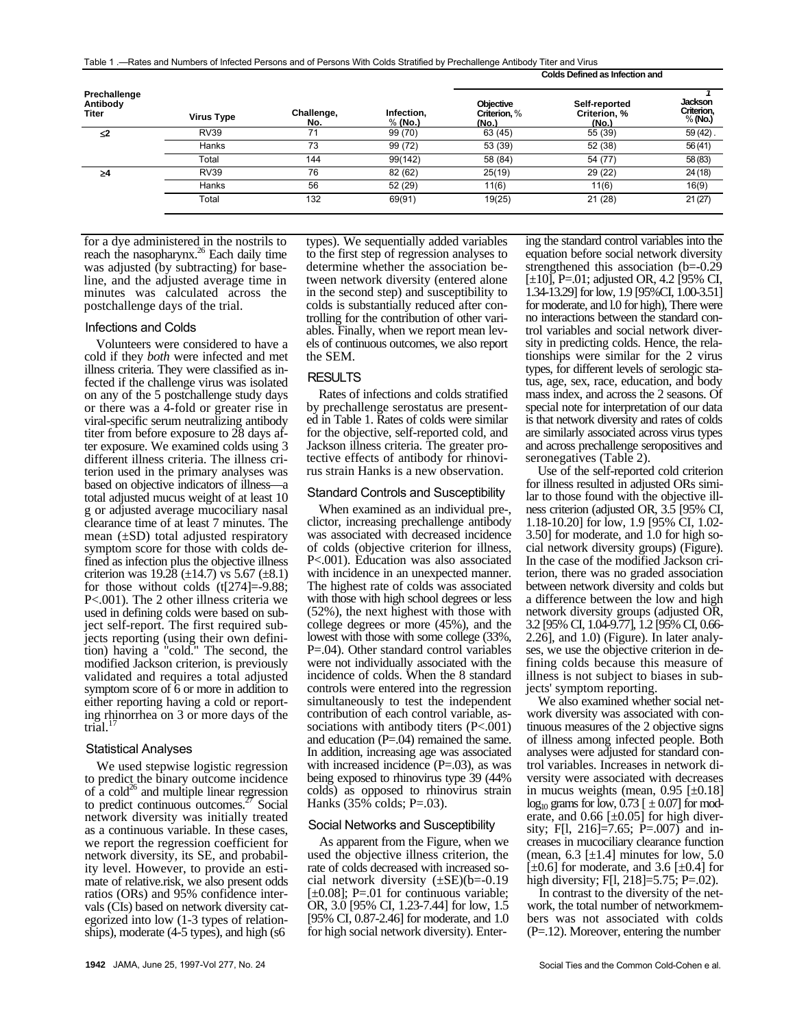Table 1.—Rates and Numbers of Infected Persons and of Persons With Colds Stratified by Prechallenge Antibody Titer and Virus

| Prechallenge Antibody Titer | Virus Type | Challenge, No. | Infection, % (No.) | Colds Defined as Infection and | | |
|---|---|---|---|---|---|---|
| | | | | Objective Criterion, % (No.) | Self-reported Criterion, % (No.) | Jackson Criterion, % (No.) |
| ≤2 | RV39 | 71 | 99 (70) | 63 (45) | 55 (39) | 59 (42) |
| | Hanks | 73 | 99 (72) | 53 (39) | 52 (38) | 56 (41) |
| | Total | 144 | 99(142) | 58 (84) | 54 (77) | 58 (83) |
| ≥4 | RV39 | 76 | 82 (62) | 25(19) | 29 (22) | 24 (18) |
| | Hanks | 56 | 52 (29) | 11(6) | 11(6) | 16(9) |
| | Total | 132 | 69(91) | 19(25) | 21 (28) | 21 (27) |

for a dye administered in the nostrils to reach the nasopharynx.[26] Each daily time was adjusted (by subtracting) for baseline, and the adjusted average time in minutes was calculated across the postchallenge days of the trial.

### Infections and Colds

Volunteers were considered to have a cold if they *both* were infected and met illness criteria. They were classified as infected if the challenge virus was isolated on any of the 5 postchallenge study days or there was a 4-fold or greater rise in viral-specific serum neutralizing antibody titer from before exposure to 28 days after exposure. We examined colds using 3 different illness criteria. The illness criterion used in the primary analyses was based on objective indicators of illness—a total adjusted mucus weight of at least 10 g or adjusted average mucociliary nasal clearance time of at least 7 minutes. The mean (±SD) total adjusted respiratory symptom score for those with colds defined as infection plus the objective illness criterion was 19.28 (±14.7) vs 5.67 (±8.1) for those without colds ($t[274]=-9.88$; $P<.001$). The 2 other illness criteria we used in defining colds were based on subject self-report. The first required subjects reporting (using their own definition) having a "cold." The second, the modified Jackson criterion, is previously validated and requires a total adjusted symptom score of 6 or more in addition to either reporting having a cold or reporting rhinorrhea on 3 or more days of the trial.[17]

### Statistical Analyses

We used stepwise logistic regression to predict the binary outcome incidence of a cold[26] and multiple linear regression to predict continuous outcomes.[27] Social network diversity was initially treated as a continuous variable. In these cases, we report the regression coefficient for network diversity, its SE, and probability level. However, to provide an estimate of relative.risk, we also present odds ratios (ORs) and 95% confidence intervals (CIs) based on network diversity categorized into low (1-3 types of relationships), moderate (4-5 types), and high (≤6 types). We sequentially added variables to the first step of regression analyses to determine whether the association between network diversity (entered alone in the second step) and susceptibility to colds is substantially reduced after controlling for the contribution of other variables. Finally, when we report mean levels of continuous outcomes, we also report the SEM.

## RESULTS

Rates of infections and colds stratified by prechallenge serostatus are presented in Table 1. Rates of colds were similar for the objective, self-reported cold, and Jackson illness criteria. The greater protective effects of antibody for rhinovirus strain Hanks is a new observation.

### Standard Controls and Susceptibility

When examined as an individual pre-, clictor, increasing prechallenge antibody was associated with decreased incidence of colds (objective criterion for illness, $P<.001$). Education was also associated with incidence in an unexpected manner. The highest rate of colds was associated with those with high school degrees or less (52%), the next highest with those with college degrees or more (45%), and the lowest with those with some college (33%, $P=.04$). Other standard control variables were not individually associated with the incidence of colds. When the 8 standard controls were entered into the regression simultaneously to test the independent contribution of each control variable, associations with antibody titers ($P<.001$) and education ($P=.04$) remained the same. In addition, increasing age was associated with increased incidence ($P=.03$), as was being exposed to rhinovirus type 39 (44% colds) as opposed to rhinovirus strain Hanks (35% colds; $P=.03$).

### Social Networks and Susceptibility

As apparent from the Figure, when we used the objective illness criterion, the rate of colds decreased with increased social network diversity (±SE)($b=-0.19$ [±0.08]; $P=.01$ for continuous variable; OR, 3.0 [95% CI, 1.23-7.44] for low, 1.5 [95% CI, 0.87-2.46] for moderate, and 1.0 for high social network diversity). Entering the standard control variables into the equation before social network diversity strengthened this association ($b=-0.29$ [±10], $P=.01$; adjusted OR, 4.2 [95% CI, 1.34-13.29] for low, 1.9 [95%CI, 1.00-3.51] for moderate, and 1.0 for high), There were no interactions between the standard control variables and social network diversity in predicting colds. Hence, the relationships were similar for the 2 virus types, for different levels of serologic status, age, sex, race, education, and body mass index, and across the 2 seasons. Of special note for interpretation of our data is that network diversity and rates of colds are similarly associated across virus types and across prechallenge seropositives and seronegatives (Table 2).

Use of the self-reported cold criterion for illness resulted in adjusted ORs similar to those found with the objective illness criterion (adjusted OR, 3.5 [95% CI, 1.18-10.20] for low, 1.9 [95% CI, 1.02-3.50] for moderate, and 1.0 for high social network diversity groups) (Figure). In the case of the modified Jackson criterion, there was no graded association between network diversity and colds but a difference between the low and high network diversity groups (adjusted OR, 3.2 [95% CI, 1.04-9.77], 1.2 [95% CI, 0.66-2.26], and 1.0) (Figure). In later analyses, we use the objective criterion in defining colds because this measure of illness is not subject to biases in subjects' symptom reporting.

We also examined whether social network diversity was associated with continuous measures of the 2 objective signs of illness among infected people. Both analyses were adjusted for standard control variables. Increases in network diversity were associated with decreases in mucus weights (mean, 0.95 [±0.18] $\log_{10}$ grams for low, 0.73 [±0.07] for moderate, and 0.66 [±0.05] for high diversity; $F[1, 216]=7.65$; $P=.007$) and increases in mucociliary clearance function (mean, 6.3 [±1.4] minutes for low, 5.0 [±0.6] for moderate, and 3.6 [±0.4] for high diversity; $F[1, 218]=5.75$; $P=.02$).

In contrast to the diversity of the network, the total number of networkmembers was not associated with colds ($P=.12$). Moreover, entering the number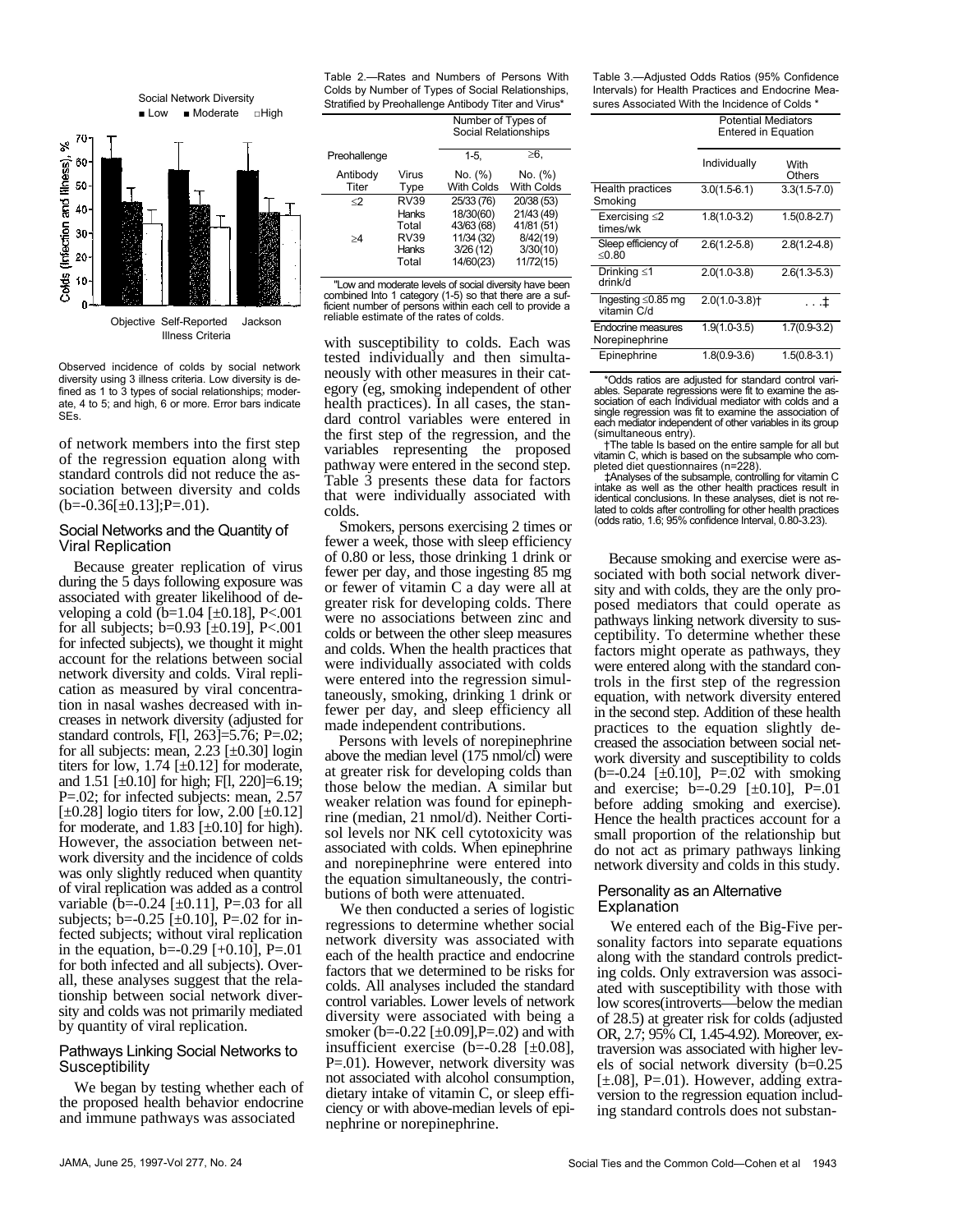Social Network Diversity

■ Low ■ Moderate □High

Objective Self-Reported Jackson Illness Criteria

Observed incidence of colds by social network diversity using 3 illness criteria. Low diversity is defined as 1 to 3 types of social relationships; moderate, 4 to 5; and high, 6 or more. Error bars indicate SEs.

of network members into the first step of the regression equation along with standard controls did not reduce the association between diversity and colds (b=-0.36[±0.13];P=.01).

## Social Networks and the Quantity of Viral Replication

Because greater replication of virus during the 5 days following exposure was associated with greater likelihood of developing a cold (b=1.04 [±0.18], P<.001 for all subjects; b=0.93 [±0.19], P<.001 for infected subjects), we thought it might account for the relations between social network diversity and colds. Viral replication as measured by viral concentration in nasal washes decreased with increases in network diversity (adjusted for standard controls, F[l, 263]=5.76; P=.02; for all subjects: mean, 2.23 [±0.30] login titers for low, 1.74 [±0.12] for moderate, and 1.51 [±0.10] for high; F[l, 220]=6.19; P=.02; for infected subjects: mean, 2.57 [±0.28] logio titers for low, 2.00 [±0.12] for moderate, and 1.83 [±0.10] for high). However, the association between network diversity and the incidence of colds was only slightly reduced when quantity of viral replication was added as a control variable (b=-0.24 [±0.11], P=.03 for all subjects; b=-0.25 [±0.10], P=.02 for infected subjects; without viral replication in the equation, b=-0.29 [+0.10], P=.01 for both infected and all subjects). Overall, these analyses suggest that the relationship between social network diversity and colds was not primarily mediated by quantity of viral replication.

## Pathways Linking Social Networks to Susceptibility

We began by testing whether each of the proposed health behavior endocrine and immune pathways was associated

Table 2.—Rates and Numbers of Persons With Colds by Number of Types of Social Relationships, Stratified by Preohallenge Antibody Titer and Virus*

| Preohallenge Antibody Titer | Virus Type | Number of Types of Social Relationships 1-5, No. (%) With Colds | ≥6, No. (%) With Colds |
|---|---|---|---|
| ≤2 | RV39 | 25/33 (76) | 20/38 (53) |
| | Hanks | 18/30(60) | 21/43 (49) |
| | Total | 43/63 (68) | 41/81 (51) |
| ≥4 | RV39 | 11/34 (32) | 8/42(19) |
| | Hanks | 3/26 (12) | 3/30(10) |
| | Total | 14/60(23) | 11/72(15) |

"Low and moderate levels of social diversity have been combined Into 1 category (1-5) so that there are a sufficient number of persons within each cell to provide a reliable estimate of the rates of colds.

with susceptibility to colds. Each was tested individually and then simultaneously with other measures in their category (eg, smoking independent of other health practices). In all cases, the standard control variables were entered in the first step of the regression, and the variables representing the proposed pathway were entered in the second step. Table 3 presents these data for factors that were individually associated with colds.

Smokers, persons exercising 2 times or fewer a week, those with sleep efficiency of 0.80 or less, those drinking 1 drink or fewer per day, and those ingesting 85 mg or fewer of vitamin C a day were all at greater risk for developing colds. There were no associations between zinc and colds or between the other sleep measures and colds. When the health practices that were individually associated with colds were entered into the regression simultaneously, smoking, drinking 1 drink or fewer per day, and sleep efficiency all made independent contributions.

Persons with levels of norepinephrine above the median level (175 nmol/cl) were at greater risk for developing colds than those below the median. A similar but weaker relation was found for epinephrine (median, 21 nmol/d). Neither Cortisol levels nor NK cell cytotoxicity was associated with colds. When epinephrine and norepinephrine were entered into the equation simultaneously, the contributions of both were attenuated.

We then conducted a series of logistic regressions to determine whether social network diversity was associated with each of the health practice and endocrine factors that we determined to be risks for colds. All analyses included the standard control variables. Lower levels of network diversity were associated with being a smoker (b=-0.22 [±0.09],P=.02) and with insufficient exercise (b=-0.28 [±0.08], P=.01). However, network diversity was not associated with alcohol consumption, dietary intake of vitamin C, or sleep efficiency or with above-median levels of epinephrine or norepinephrine.

Table 3.—Adjusted Odds Ratios (95% Confidence Intervals) for Health Practices and Endocrine Measures Associated With the Incidence of Colds *

| | Potential Mediators Entered in Equation: Individually | With Others |
|---|---|---|
| Health practices Smoking | 3.0(1.5-6.1) | 3.3(1.5-7.0) |
| Exercising ≤2 times/wk | 1.8(1.0-3.2) | 1.5(0.8-2.7) |
| Sleep efficiency of ≤0.80 | 2.6(1.2-5.8) | 2.8(1.2-4.8) |
| Drinking ≤1 drink/d | 2.0(1.0-3.8) | 2.6(1.3-5.3) |
| Ingesting ≤0.85 mg vitamin C/d | 2.0(1.0-3.8)† | . . .‡ |
| Endocrine measures Norepinephrine | 1.9(1.0-3.5) | 1.7(0.9-3.2) |
| Epinephrine | 1.8(0.9-3.6) | 1.5(0.8-3.1) |

*Odds ratios are adjusted for standard control variables. Separate regressions were fit to examine the association of each Individual mediator with colds and a single regression was fit to examine the association of each mediator independent of other variables in its group (simultaneous entry).

†The table Is based on the entire sample for all but vitamin C, which is based on the subsample who completed diet questionnaires (n=228).

‡Analyses of the subsample, controlling for vitamin C intake as well as the other health practices result in identical conclusions. In these analyses, diet is not related to colds after controlling for other health practices (odds ratio, 1.6; 95% confidence Interval, 0.80-3.23).

Because smoking and exercise were associated with both social network diversity and with colds, they are the only proposed mediators that could operate as pathways linking network diversity to susceptibility. To determine whether these factors might operate as pathways, they were entered along with the standard controls in the first step of the regression equation, with network diversity entered in the second step. Addition of these health practices to the equation slightly decreased the association between social network diversity and susceptibility to colds (b=-0.24 [±0.10], P=.02 with smoking and exercise; b=-0.29 [±0.10], P=.01 before adding smoking and exercise). Hence the health practices account for a small proportion of the relationship but do not act as primary pathways linking network diversity and colds in this study.

## Personality as an Alternative Explanation

We entered each of the Big-Five personality factors into separate equations along with the standard controls predicting colds. Only extraversion was associated with susceptibility with those with low scores(introverts—below the median of 28.5) at greater risk for colds (adjusted OR, 2.7; 95% CI, 1.45-4.92). Moreover, extraversion was associated with higher levels of social network diversity (b=0.25 [±.08], P=.01). However, adding extraversion to the regression equation including standard controls does not substan-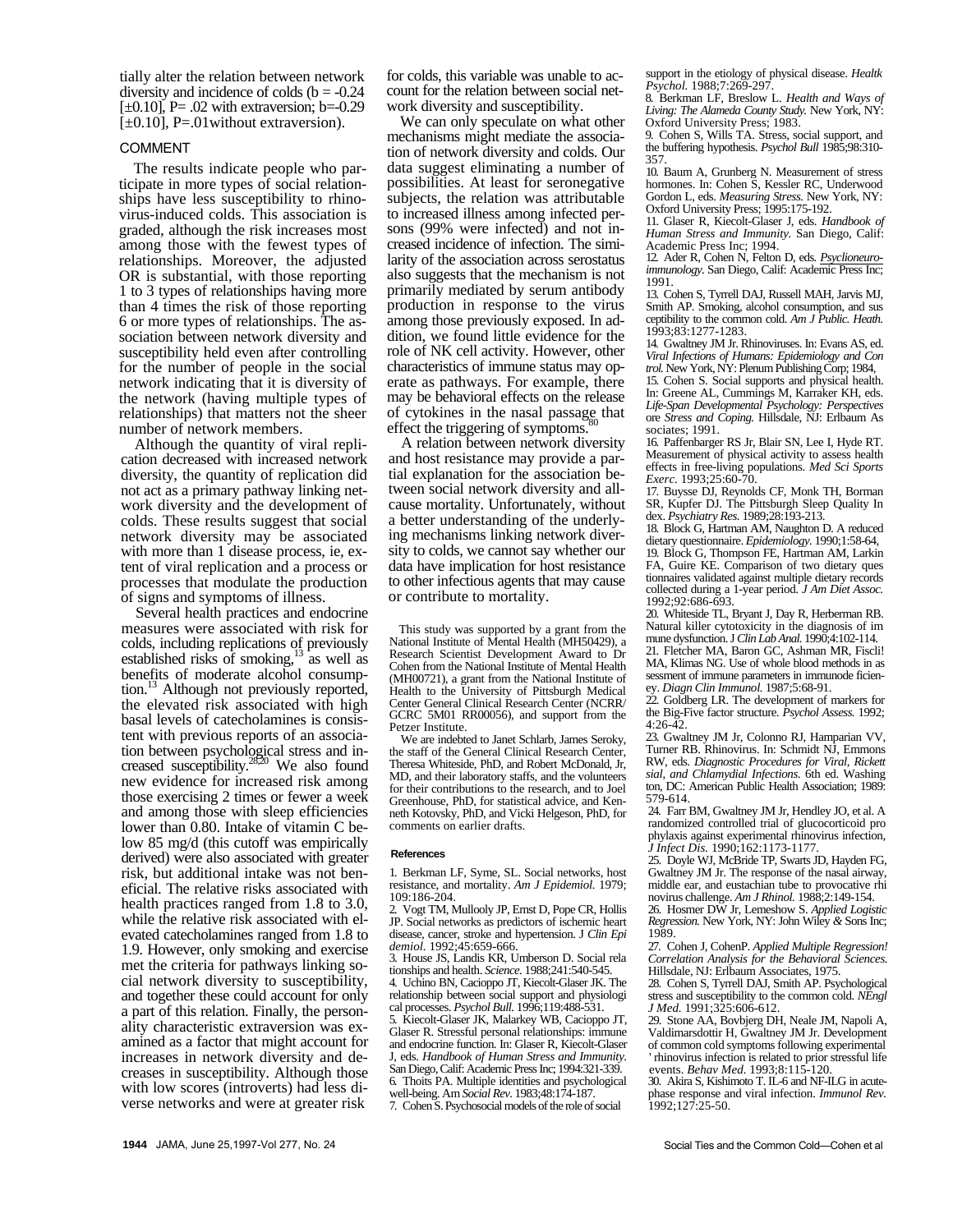tially alter the relation between network diversity and incidence of colds (b = -0.24 [±0.10], P= .02 with extraversion; b=-0.29 [±0.10], P=.01without extraversion).

## COMMENT

The results indicate people who participate in more types of social relationships have less susceptibility to rhinovirus-induced colds. This association is graded, although the risk increases most among those with the fewest types of relationships. Moreover, the adjusted OR is substantial, with those reporting 1 to 3 types of relationships having more than 4 times the risk of those reporting 6 or more types of relationships. The association between network diversity and susceptibility held even after controlling for the number of people in the social network indicating that it is diversity of the network (having multiple types of relationships) that matters not the sheer number of network members.

Although the quantity of viral replication decreased with increased network diversity, the quantity of replication did not act as a primary pathway linking network diversity and the development of colds. These results suggest that social network diversity may be associated with more than 1 disease process, ie, extent of viral replication and a process or processes that modulate the production of signs and symptoms of illness.

Several health practices and endocrine measures were associated with risk for colds, including replications of previously established risks of smoking,[13] as well as benefits of moderate alcohol consumption.[13] Although not previously reported, the elevated risk associated with high basal levels of catecholamines is consistent with previous reports of an association between psychological stress and increased susceptibility.[28,20] We also found new evidence for increased risk among those exercising 2 times or fewer a week and among those with sleep efficiencies lower than 0.80. Intake of vitamin C below 85 mg/d (this cutoff was empirically derived) were also associated with greater risk, but additional intake was not beneficial. The relative risks associated with health practices ranged from 1.8 to 3.0, while the relative risk associated with elevated catecholamines ranged from 1.8 to 1.9. However, only smoking and exercise met the criteria for pathways linking social network diversity to susceptibility, and together these could account for only a part of this relation. Finally, the personality characteristic extraversion was examined as a factor that might account for increases in network diversity and decreases in susceptibility. Although those with low scores (introverts) had less diverse networks and were at greater risk for colds, this variable was unable to account for the relation between social network diversity and susceptibility.

We can only speculate on what other mechanisms might mediate the association of network diversity and colds. Our data suggest eliminating a number of possibilities. At least for seronegative subjects, the relation was attributable to increased illness among infected persons (99% were infected) and not increased incidence of infection. The similarity of the association across serostatus also suggests that the mechanism is not primarily mediated by serum antibody production in response to the virus among those previously exposed. In addition, we found little evidence for the role of NK cell activity. However, other characteristics of immune status may operate as pathways. For example, there may be behavioral effects on the release of cytokines in the nasal passage that effect the triggering of symptoms.[80]

A relation between network diversity and host resistance may provide a partial explanation for the association between social network diversity and all-cause mortality. Unfortunately, without a better understanding of the underlying mechanisms linking network diversity to colds, we cannot say whether our data have implication for host resistance to other infectious agents that may cause or contribute to mortality.

This study was supported by a grant from the National Institute of Mental Health (MH50429), a Research Scientist Development Award to Dr Cohen from the National Institute of Mental Health (MH00721), a grant from the National Institute of Health to the University of Pittsburgh Medical Center General Clinical Research Center (NCRR/GCRC 5M01 RR00056), and support from the Petzer Institute.

We are indebted to Janet Schlarb, James Seroky, the staff of the General Clinical Research Center, Theresa Whiteside, PhD, and Robert McDonald, Jr, MD, and their laboratory staffs, and the volunteers for their contributions to the research, and to Joel Greenhouse, PhD, for statistical advice, and Kenneth Kotovsky, PhD, and Vicki Helgeson, PhD, for comments on earlier drafts.

### References

1. Berkman LF, Syme, SL. Social networks, host resistance, and mortality. *Am J Epidemiol.* 1979; 109:186-204.
2. Vogt TM, Mullooly JP, Ernst D, Pope CR, Hollis JP. Social networks as predictors of ischemic heart disease, cancer, stroke and hypertension. J *Clin Epi demiol.* 1992;45:659-666.
3. House JS, Landis KR, Umberson D. Social relationships and health. *Science.* 1988;241:540-545.
4. Uchino BN, Cacioppo JT, Kiecolt-Glaser JK. The relationship between social support and physiological processes. *Psychol Bull.* 1996;119:488-531.
5. Kiecolt-Glaser JK, Malarkey WB, Cacioppo JT, Glaser R. Stressful personal relationships: immune and endocrine function. In: Glaser R, Kiecolt-Glaser J, eds. *Handbook of Human Stress and Immunity.* San Diego, Calif: Academic Press Inc; 1994:321-339.
6. Thoits PA. Multiple identities and psychological well-being. *Am Social Rev.* 1983;48:174-187.
7. Cohen S. Psychosocial models of the role of social support in the etiology of physical disease. *Healtk Psychol.* 1988;7:269-297.
8. Berkman LF, Breslow L. *Health and Ways of Living: The Alameda County Study.* New York, NY: Oxford University Press; 1983.
9. Cohen S, Wills TA. Stress, social support, and the buffering hypothesis. *Psychol Bull* 1985;98:310-357.
10. Baum A, Grunberg N. Measurement of stress hormones. In: Cohen S, Kessler RC, Underwood Gordon L, eds. *Measuring Stress.* New York, NY: Oxford University Press; 1995:175-192.
11. Glaser R, Kiecolt-Glaser J, eds. *Handbook of Human Stress and Immunity.* San Diego, Calif: Academic Press Inc; 1994.
12. Ader R, Cohen N, Felton D, eds. *Psyclioneuroimmunology.* San Diego, Calif: Academic Press Inc; 1991.
13. Cohen S, Tyrrell DAJ, Russell MAH, Jarvis MJ, Smith AP. Smoking, alcohol consumption, and sus ceptibility to the common cold. *Am J Public. Heath.* 1993;83:1277-1283.
14. Gwaltney JM Jr. Rhinoviruses. In: Evans AS, ed. *Viral Infections of Humans: Epidemiology and Con trol.* New York, NY: Plenum Publishing Corp; 1984,
15. Cohen S. Social supports and physical health. In: Greene AL, Cummings M, Karraker KH, eds. *Life-Span Developmental Psychology: Perspectives* ore *Stress and Coping.* Hillsdale, NJ: Erlbaum As sociates; 1991.
16. Paffenbarger RS Jr, Blair SN, Lee I, Hyde RT. Measurement of physical activity to assess health effects in free-living populations. *Med Sci Sports Exerc.* 1993;25:60-70.
17. Buysse DJ, Reynolds CF, Monk TH, Borman SR, Kupfer DJ. The Pittsburgh Sleep Quality In dex. *Psychiatry Res.* 1989;28:193-213.
18. Block G, Hartman AM, Naughton D. A reduced dietary questionnaire. *Epidemiology.* 1990;1:58-64,
19. Block G, Thompson FE, Hartman AM, Larkin FA, Guire KE. Comparison of two dietary ques tionnaires validated against multiple dietary records collected during a 1-year period. *J Am Diet Assoc.* 1992;92:686-693.
20. Whiteside TL, Bryant J, Day R, Herberman RB. Natural killer cytotoxicity in the diagnosis of im mune dysfunction. J *Clin Lab Anal.* 1990;4:102-114.
21. Fletcher MA, Baron GC, Ashman MR, Fiscli! MA, Klimas NG. Use of whole blood methods in as sessment of immune parameters in immunode ficieney. *Diagn Clin Immunol.* 1987;5:68-91.
22. Goldberg LR. The development of markers for the Big-Five factor structure. *Psychol Assess.* 1992; 4:26-42.
23. Gwaltney JM Jr, Colonno RJ, Hamparian VV, Turner RB. Rhinovirus. In: Schmidt NJ, Emmons RW, eds. *Diagnostic Procedures for Viral, Rickett sial, and Chlamydial Infections.* 6th ed. Washing ton, DC: American Public Health Association; 1989: 579-614.
24. Farr BM, Gwaltney JM Jr, Hendley JO, et al. A randomized controlled trial of glucocorticoid pro phylaxis against experimental rhinovirus infection, *J Infect Dis.* 1990;162:1173-1177.
25. Doyle WJ, McBride TP, Swarts JD, Hayden FG, Gwaltney JM Jr. The response of the nasal airway, middle ear, and eustachian tube to provocative rhi novirus challenge. *Am J Rhinol.* 1988;2:149-154.
26. Hosmer DW Jr, Lemeshow S. *Applied Logistic Regression.* New York, NY: John Wiley & Sons Inc; 1989.
27. Cohen J, CohenP. *Applied Multiple Regression! Correlation Analysis for the Behavioral Sciences.* Hillsdale, NJ: Erlbaum Associates, 1975.
28. Cohen S, Tyrrell DAJ, Smith AP. Psychological stress and susceptibility to the common cold. *NEngl J Med.* 1991;325:606-612.
29. Stone AA, Bovbjerg DH, Neale JM, Napoli A, Valdimarsdottir H, Gwaltney JM Jr. Development of common cold symptoms following experimental ' rhinovirus infection is related to prior stressful life events. *Behav Med.* 1993;8:115-120.
30. Akira S, Kishimoto T. IL-6 and NF-ILG in acute-phase response and viral infection. *Immunol Rev.* 1992;127:25-50.